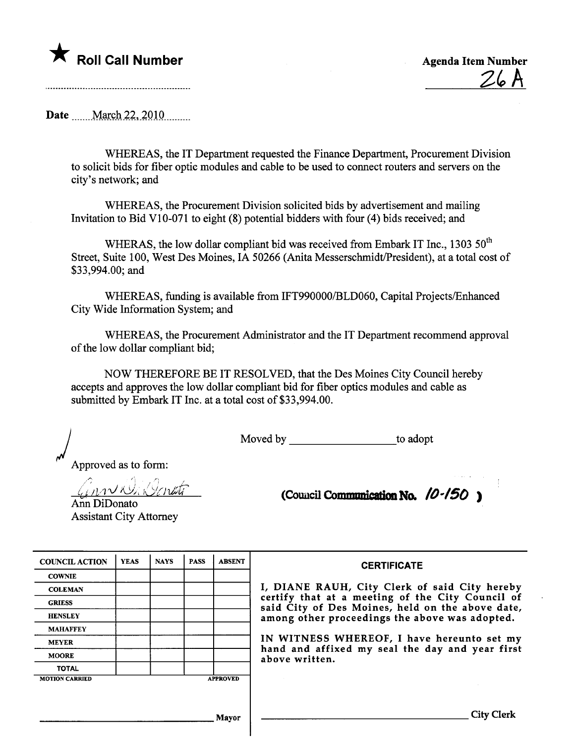★ **Roll Call Number**

**Agenda Item Number**

26 A

**Date** March 22, 2010

WHEREAS, the IT Department requested the Finance Department, Procurement Division to solicit bids for fiber optic modules and cable to be used to connect routers and servers on the city's network; and

WHEREAS, the Procurement Division solicited bids by advertisement and mailing Invitation to Bid V10-071 to eight (8) potential bidders with four (4) bids received; and

WHERAS, the low dollar compliant bid was received from Embark IT Inc., 1303 50th Street, Suite 100, West Des Moines, IA 50266 (Anita Messerschmidt/President), at a total cost of $33,994.00; and

WHEREAS, funding is available from IFT990000/BLD060, Capital Projects/Enhanced City Wide Information System; and

WHEREAS, the Procurement Administrator and the IT Department recommend approval of the low dollar compliant bid;

NOW THEREFORE BE IT RESOLVED, that the Des Moines City Council hereby accepts and approves the low dollar compliant bid for fiber optics modules and cable as submitted by Embark IT Inc. at a total cost of $33,994.00.

Moved by ________________ to adopt

Approved as to form:

Ann DiDonato
Assistant City Attorney

(Council Communication No. 10-150)

| COUNCIL ACTION | YEAS | NAYS | PASS | ABSENT |
|---|---|---|---|---|
| COWNIE | | | | |
| COLEMAN | | | | |
| GRIESS | | | | |
| HENSLEY | | | | |
| MAHAFFEY | | | | |
| MEYER | | | | |
| MOORE | | | | |
| TOTAL | | | | |

MOTION CARRIED APPROVED

________________ Mayor

**CERTIFICATE**

I, DIANE RAUH, City Clerk of said City hereby certify that at a meeting of the City Council of said City of Des Moines, held on the above date, among other proceedings the above was adopted.

IN WITNESS WHEREOF, I have hereunto set my hand and affixed my seal the day and year first above written.

________________ City Clerk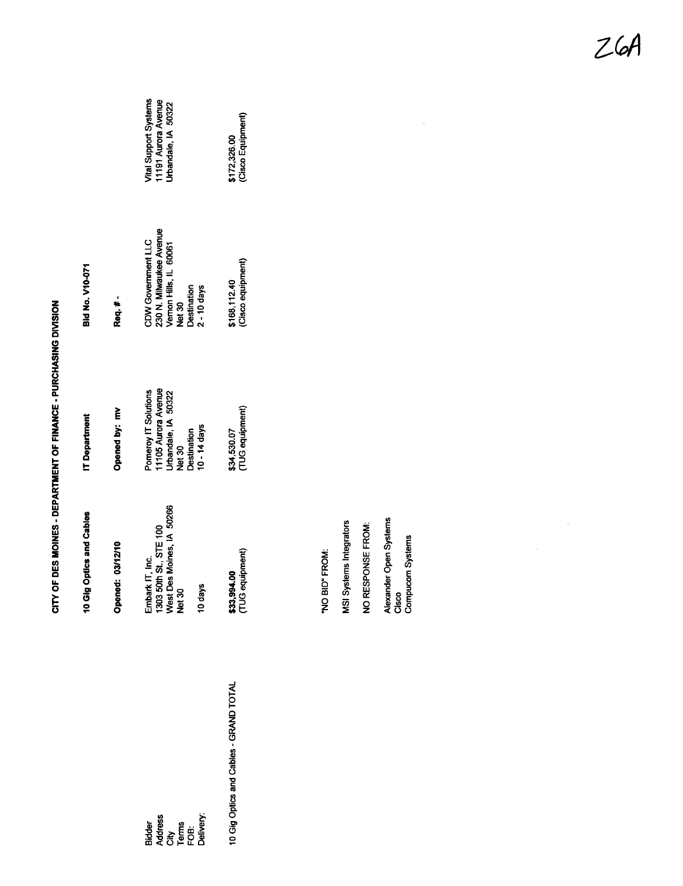Z6A

# CITY OF DES MOINES - DEPARTMENT OF FINANCE - PURCHASING DIVISION

| 10 Gig Optics and Cables | IT Department | Bid No. V10-071 |
|---|---|---|
| Opened: 03/12/10 | Opened by: mv | Req. # - |

| | | | | |
|---|---|---|---|---|
| Bidder | Embark IT, Inc. | Pomeroy IT Solutions | CDW Government LLC | Vital Support Systems |
| Address | 1303 50th St., STE 100 | 11105 Aurora Avenue | 230 N. Milwaukee Avenue | 11191 Aurora Avenue |
| City | West Des Moines, IA 50266 | Urbandale, IA 50322 | Vernon Hills, IL 60061 | Urbandale, IA 50322 |
| Terms | Net 30 | Net 30 | Net 30 | |
| FOB: | | Destination | Destination | |
| Delivery: | 10 days | 10 - 14 days | 2 - 10 days | |
| 10 Gig Optics and Cables - GRAND TOTAL | $33,994.00 (TUG equipment) | $34,530.07 (TUG equipment) | $168,112.40 (Cisco equipment) | $172,326.00 (Cisco Equipment) |

"NO BID" FROM:

MSI Systems Integrators

NO RESPONSE FROM:

Alexander Open Systems
Cisco
Compucom Systems